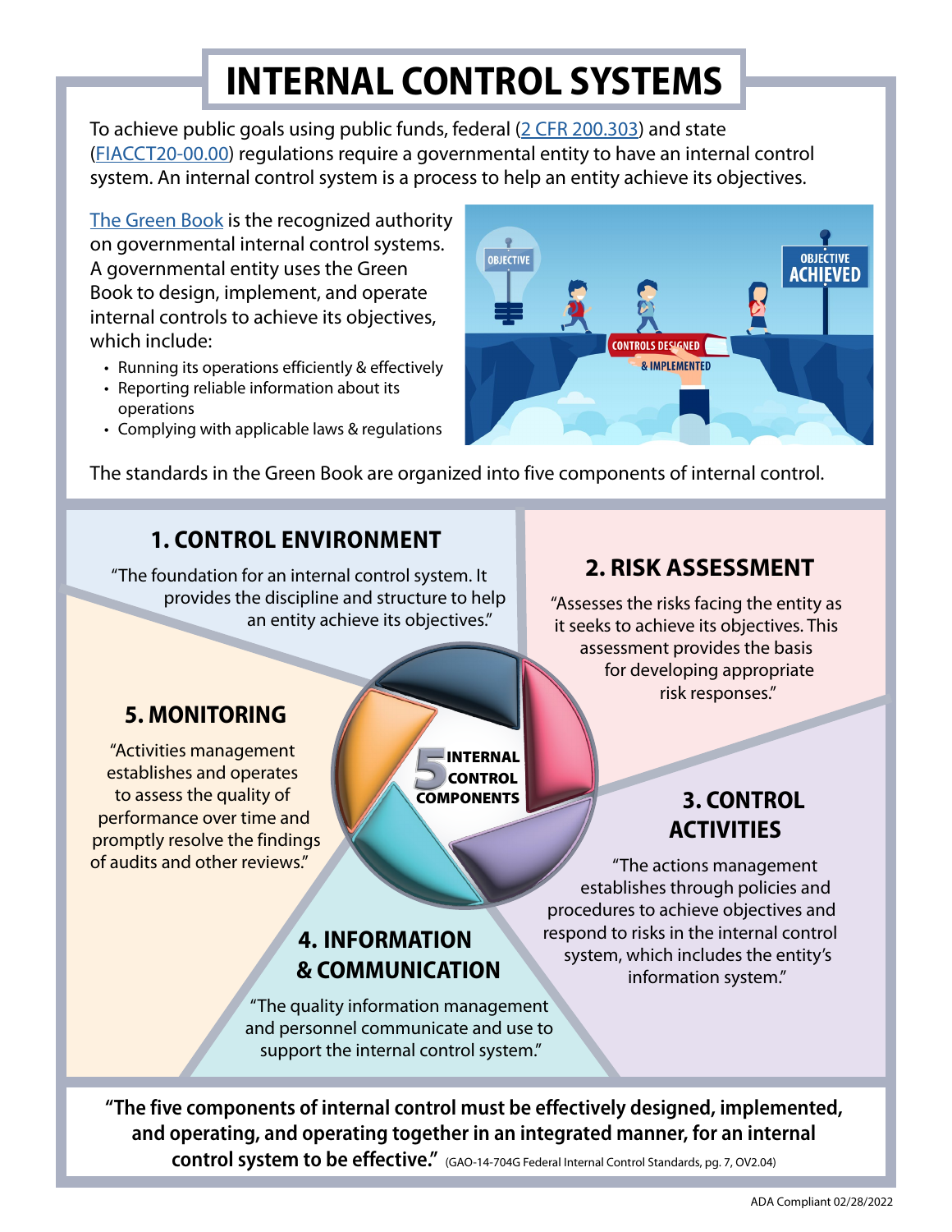# INTERNAL CONTROL SYSTEMS

To achieve public goals using public funds, federal (2 CFR 200.303) and state (FIACCT20-00.00) regulations require a governmental entity to have an internal control system. An internal control system is a process to help an entity achieve its objectives.

The Green Book is the recognized authority on governmental internal control systems. A governmental entity uses the Green Book to design, implement, and operate internal controls to achieve its objectives, which include:

- Running its operations efficiently & effectively
- Reporting reliable information about its operations
- Complying with applicable laws & regulations

The standards in the Green Book are organized into five components of internal control.

## 1. CONTROL ENVIRONMENT

"The foundation for an internal control system. It provides the discipline and structure to help an entity achieve its objectives."

## 2. RISK ASSESSMENT

"Assesses the risks facing the entity as it seeks to achieve its objectives. This assessment provides the basis for developing appropriate risk responses."

## 3. CONTROL ACTIVITIES

"The actions management establishes through policies and procedures to achieve objectives and respond to risks in the internal control system, which includes the entity's information system."

## 4. INFORMATION & COMMUNICATION

"The quality information management and personnel communicate and use to support the internal control system."

## 5. MONITORING

"Activities management establishes and operates to assess the quality of performance over time and promptly resolve the findings of audits and other reviews."

**"The five components of internal control must be effectively designed, implemented, and operating, and operating together in an integrated manner, for an internal control system to be effective."** (GAO-14-704G Federal Internal Control Standards, pg. 7, OV2.04)

ADA Compliant 02/28/2022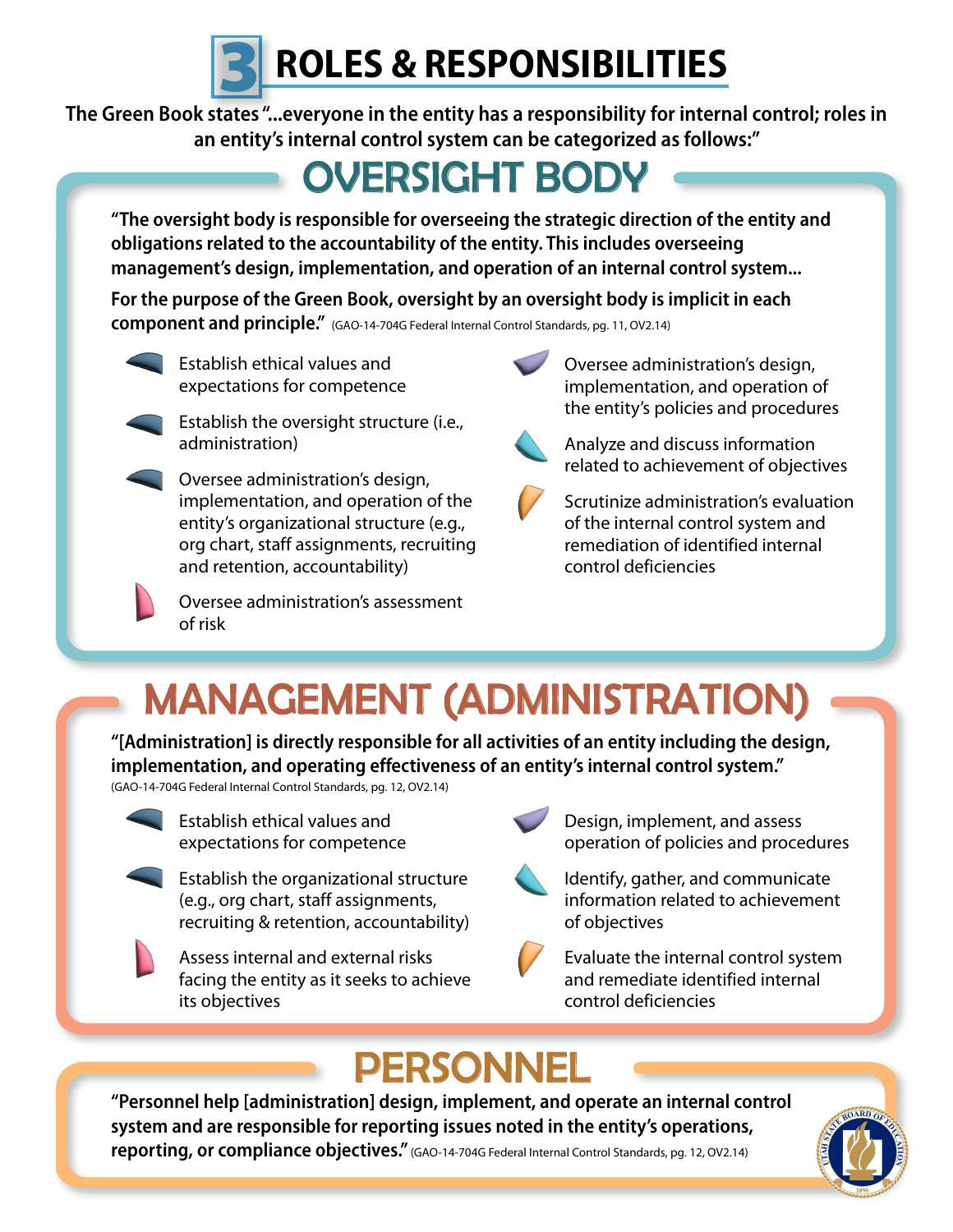# 3 ROLES & RESPONSIBILITIES

**The Green Book states "...everyone in the entity has a responsibility for internal control; roles in an entity's internal control system can be categorized as follows:"**

## OVERSIGHT BODY

**"The oversight body is responsible for overseeing the strategic direction of the entity and obligations related to the accountability of the entity. This includes overseeing management's design, implementation, and operation of an internal control system...**

**For the purpose of the Green Book, oversight by an oversight body is implicit in each component and principle."** (GAO-14-704G Federal Internal Control Standards, pg. 11, OV2.14)

- Establish ethical values and expectations for competence
- Establish the oversight structure (i.e., administration)
- Oversee administration's design, implementation, and operation of the entity's organizational structure (e.g., org chart, staff assignments, recruiting and retention, accountability)
- Oversee administration's assessment of risk
- Oversee administration's design, implementation, and operation of the entity's policies and procedures
- Analyze and discuss information related to achievement of objectives
- Scrutinize administration's evaluation of the internal control system and remediation of identified internal control deficiencies

## MANAGEMENT (ADMINISTRATION)

**"[Administration] is directly responsible for all activities of an entity including the design, implementation, and operating effectiveness of an entity's internal control system."**
(GAO-14-704G Federal Internal Control Standards, pg. 12, OV2.14)

- Establish ethical values and expectations for competence
- Establish the organizational structure (e.g., org chart, staff assignments, recruiting & retention, accountability)
- Assess internal and external risks facing the entity as it seeks to achieve its objectives
- Design, implement, and assess operation of policies and procedures
- Identify, gather, and communicate information related to achievement of objectives
- Evaluate the internal control system and remediate identified internal control deficiencies

## PERSONNEL

**"Personnel help [administration] design, implement, and operate an internal control system and are responsible for reporting issues noted in the entity's operations, reporting, or compliance objectives."** (GAO-14-704G Federal Internal Control Standards, pg. 12, OV2.14)